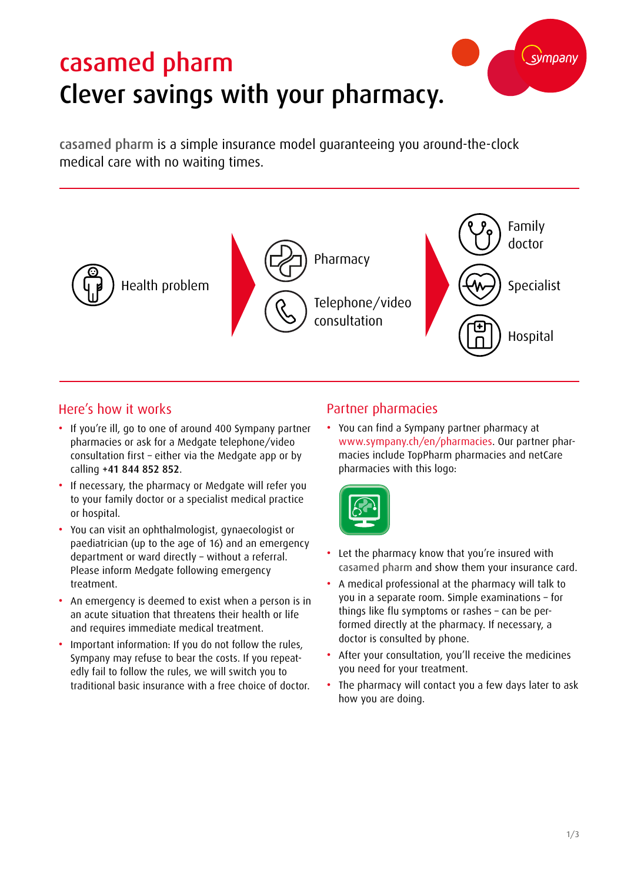# casamed pharm

## Clever savings with your pharmacy.

casamed pharm is a simple insurance model guaranteeing you around-the-clock medical care with no waiting times.

Health problem → Pharmacy / Telephone/video consultation → Family doctor / Specialist / Hospital

### Here's how it works

- If you're ill, go to one of around 400 Sympany partner pharmacies or ask for a Medgate telephone/video consultation first – either via the Medgate app or by calling +41 844 852 852.
- If necessary, the pharmacy or Medgate will refer you to your family doctor or a specialist medical practice or hospital.
- You can visit an ophthalmologist, gynaecologist or paediatrician (up to the age of 16) and an emergency department or ward directly – without a referral. Please inform Medgate following emergency treatment.
- An emergency is deemed to exist when a person is in an acute situation that threatens their health or life and requires immediate medical treatment.
- Important information: If you do not follow the rules, Sympany may refuse to bear the costs. If you repeatedly fail to follow the rules, we will switch you to traditional basic insurance with a free choice of doctor.

### Partner pharmacies

- You can find a Sympany partner pharmacy at www.sympany.ch/en/pharmacies. Our partner pharmacies include TopPharm pharmacies and netCare pharmacies with this logo:
- Let the pharmacy know that you're insured with casamed pharm and show them your insurance card.
- A medical professional at the pharmacy will talk to you in a separate room. Simple examinations – for things like flu symptoms or rashes – can be performed directly at the pharmacy. If necessary, a doctor is consulted by phone.
- After your consultation, you'll receive the medicines you need for your treatment.
- The pharmacy will contact you a few days later to ask how you are doing.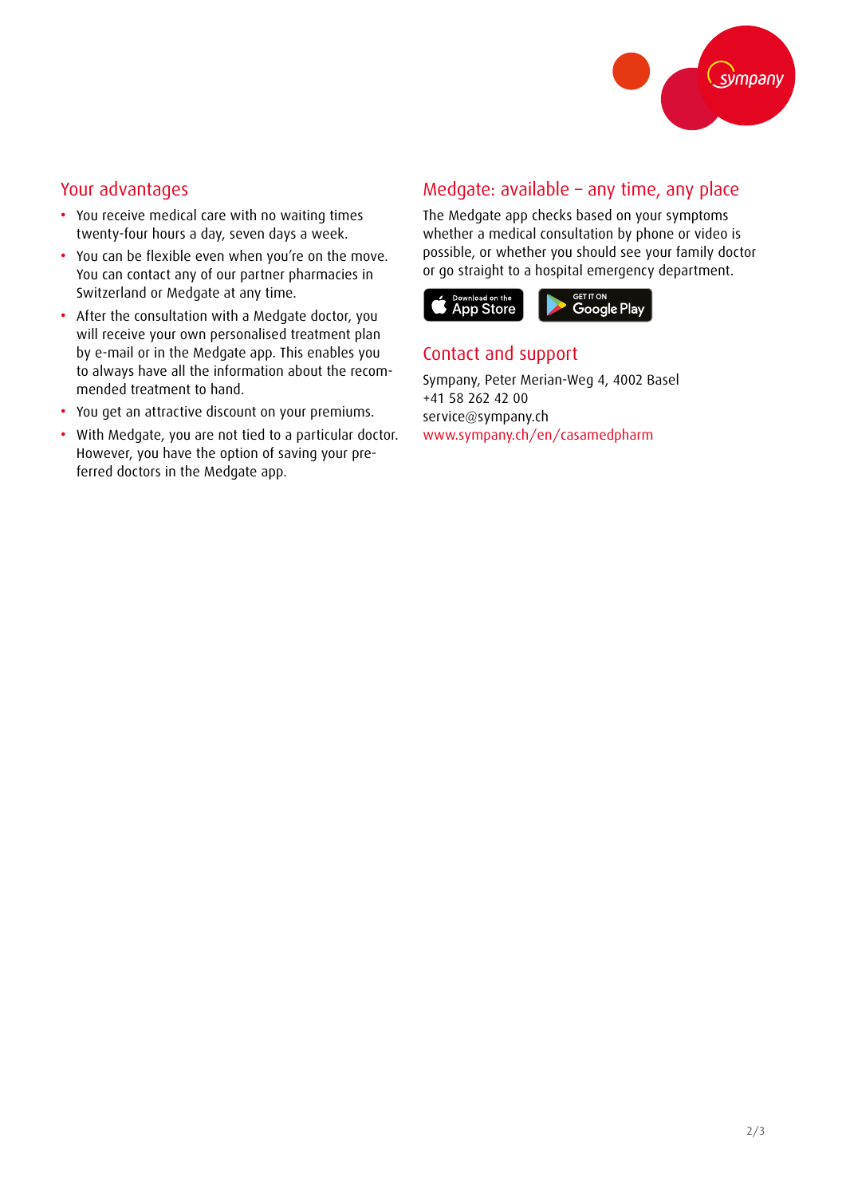## Your advantages

- You receive medical care with no waiting times twenty-four hours a day, seven days a week.
- You can be flexible even when you're on the move. You can contact any of our partner pharmacies in Switzerland or Medgate at any time.
- After the consultation with a Medgate doctor, you will receive your own personalised treatment plan by e-mail or in the Medgate app. This enables you to always have all the information about the recommended treatment to hand.
- You get an attractive discount on your premiums.
- With Medgate, you are not tied to a particular doctor. However, you have the option of saving your preferred doctors in the Medgate app.

## Medgate: available – any time, any place

The Medgate app checks based on your symptoms whether a medical consultation by phone or video is possible, or whether you should see your family doctor or go straight to a hospital emergency department.

Download on the App Store

GET IT ON Google Play

## Contact and support

Sympany, Peter Merian-Weg 4, 4002 Basel
+41 58 262 42 00
service@sympany.ch
www.sympany.ch/en/casamedpharm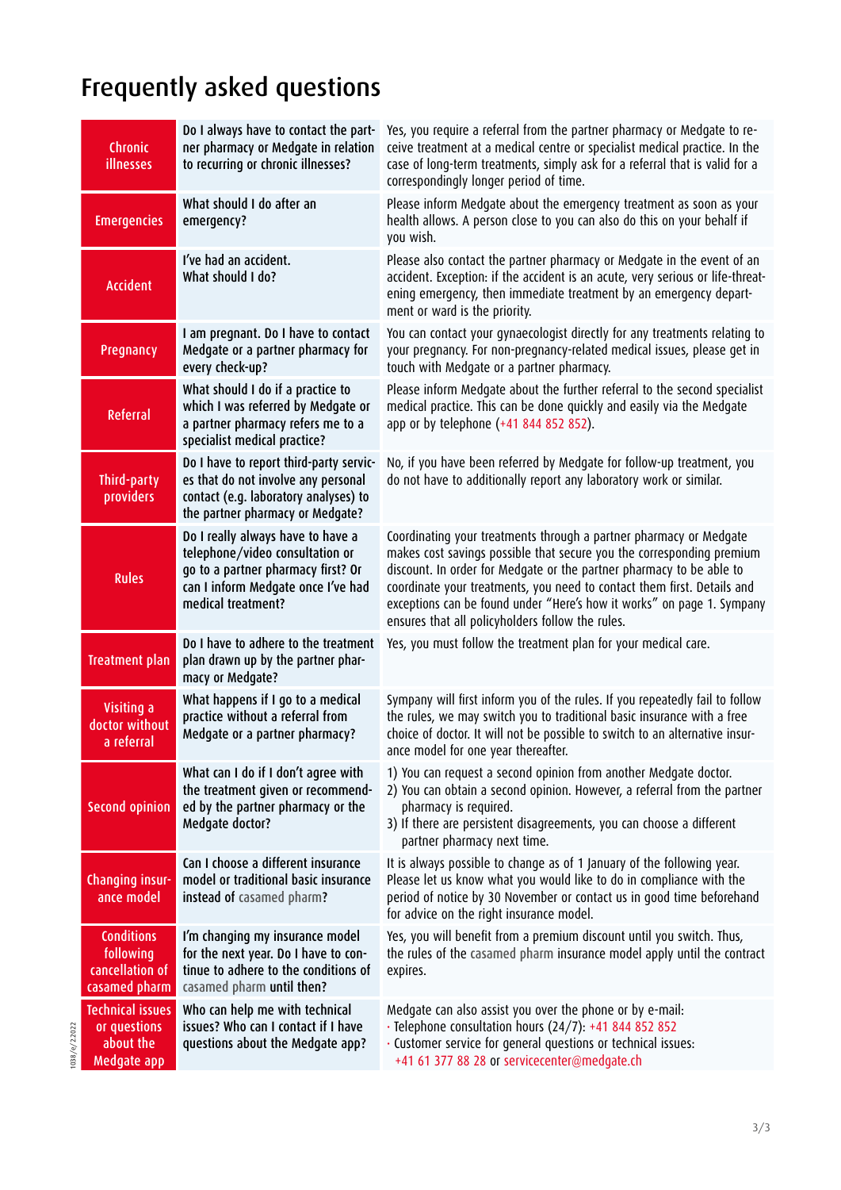# Frequently asked questions

| | | |
|---|---|---|
| Chronic illnesses | Do I always have to contact the partner pharmacy or Medgate in relation to recurring or chronic illnesses? | Yes, you require a referral from the partner pharmacy or Medgate to receive treatment at a medical centre or specialist medical practice. In the case of long-term treatments, simply ask for a referral that is valid for a correspondingly longer period of time. |
| Emergencies | What should I do after an emergency? | Please inform Medgate about the emergency treatment as soon as your health allows. A person close to you can also do this on your behalf if you wish. |
| Accident | I've had an accident. What should I do? | Please also contact the partner pharmacy or Medgate in the event of an accident. Exception: if the accident is an acute, very serious or life-threatening emergency, then immediate treatment by an emergency department or ward is the priority. |
| Pregnancy | I am pregnant. Do I have to contact Medgate or a partner pharmacy for every check-up? | You can contact your gynaecologist directly for any treatments relating to your pregnancy. For non-pregnancy-related medical issues, please get in touch with Medgate or a partner pharmacy. |
| Referral | What should I do if a practice to which I was referred by Medgate or a partner pharmacy refers me to a specialist medical practice? | Please inform Medgate about the further referral to the second specialist medical practice. This can be done quickly and easily via the Medgate app or by telephone (+41 844 852 852). |
| Third-party providers | Do I have to report third-party services that do not involve any personal contact (e.g. laboratory analyses) to the partner pharmacy or Medgate? | No, if you have been referred by Medgate for follow-up treatment, you do not have to additionally report any laboratory work or similar. |
| Rules | Do I really always have to have a telephone/video consultation or go to a partner pharmacy first? Or can I inform Medgate once I've had medical treatment? | Coordinating your treatments through a partner pharmacy or Medgate makes cost savings possible that secure you the corresponding premium discount. In order for Medgate or the partner pharmacy to be able to coordinate your treatments, you need to contact them first. Details and exceptions can be found under "Here's how it works" on page 1. Sympany ensures that all policyholders follow the rules. |
| Treatment plan | Do I have to adhere to the treatment plan drawn up by the partner pharmacy or Medgate? | Yes, you must follow the treatment plan for your medical care. |
| Visiting a doctor without a referral | What happens if I go to a medical practice without a referral from Medgate or a partner pharmacy? | Sympany will first inform you of the rules. If you repeatedly fail to follow the rules, we may switch you to traditional basic insurance with a free choice of doctor. It will not be possible to switch to an alternative insurance model for one year thereafter. |
| Second opinion | What can I do if I don't agree with the treatment given or recommended by the partner pharmacy or the Medgate doctor? | 1) You can request a second opinion from another Medgate doctor.<br>2) You can obtain a second opinion. However, a referral from the partner pharmacy is required.<br>3) If there are persistent disagreements, you can choose a different partner pharmacy next time. |
| Changing insurance model | Can I choose a different insurance model or traditional basic insurance instead of casamed pharm? | It is always possible to change as of 1 January of the following year. Please let us know what you would like to do in compliance with the period of notice by 30 November or contact us in good time beforehand for advice on the right insurance model. |
| Conditions following cancellation of casamed pharm | I'm changing my insurance model for the next year. Do I have to continue to adhere to the conditions of casamed pharm until then? | Yes, you will benefit from a premium discount until you switch. Thus, the rules of the casamed pharm insurance model apply until the contract expires. |
| Technical issues or questions about the Medgate app | Who can help me with technical issues? Who can I contact if I have questions about the Medgate app? | Medgate can also assist you over the phone or by e-mail:<br>· Telephone consultation hours (24/7): +41 844 852 852<br>· Customer service for general questions or technical issues: +41 61 377 88 28 or servicecenter@medgate.ch |

1038/e/2.2022